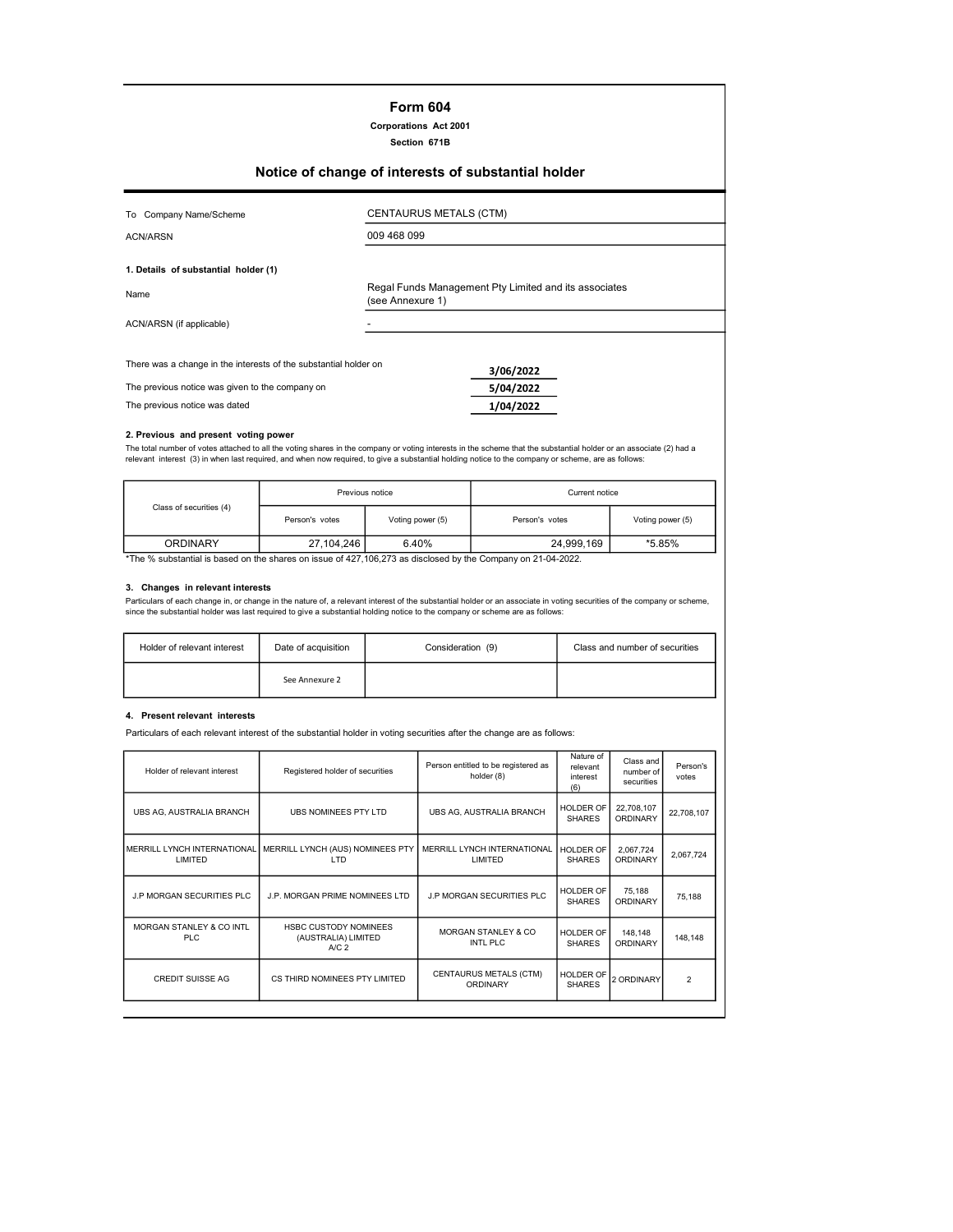# Form 604

**Corporations Act 2001**

**Section 671B**

## Notice of change of interests of substantial holder

| | |
|---|---|
| To Company Name/Scheme | CENTAURUS METALS (CTM) |
| ACN/ARSN | 009 468 099 |

### 1. Details of substantial holder (1)

| | |
|---|---|
| Name | Regal Funds Management Pty Limited and its associates (see Annexure 1) |
| ACN/ARSN (if applicable) | - |

| | |
|---|---|
| There was a change in the interests of the substantial holder on | 3/06/2022 |
| The previous notice was given to the company on | 5/04/2022 |
| The previous notice was dated | 1/04/2022 |

### 2. Previous and present voting power

The total number of votes attached to all the voting shares in the company or voting interests in the scheme that the substantial holder or an associate (2) had a relevant interest (3) in when last required, and when now required, to give a substantial holding notice to the company or scheme, are as follows:

| Class of securities (4) | Previous notice | | Current notice | |
|---|---|---|---|---|
| | Person's votes | Voting power (5) | Person's votes | Voting power (5) |
| ORDINARY | 27,104,246 | 6.40% | 24,999,169 | *5.85% |

*The % substantial is based on the shares on issue of 427,106,273 as disclosed by the Company on 21-04-2022.

### 3. Changes in relevant interests

Particulars of each change in, or change in the nature of, a relevant interest of the substantial holder or an associate in voting securities of the company or scheme, since the substantial holder was last required to give a substantial holding notice to the company or scheme are as follows:

| Holder of relevant interest | Date of acquisition | Consideration (9) | Class and number of securities |
|---|---|---|---|
| | See Annexure 2 | | |

### 4. Present relevant interests

Particulars of each relevant interest of the substantial holder in voting securities after the change are as follows:

| Holder of relevant interest | Registered holder of securities | Person entitled to be registered as holder (8) | Nature of relevant interest (6) | Class and number of securities | Person's votes |
|---|---|---|---|---|---|
| UBS AG, AUSTRALIA BRANCH | UBS NOMINEES PTY LTD | UBS AG, AUSTRALIA BRANCH | HOLDER OF SHARES | 22,708,107 ORDINARY | 22,708,107 |
| MERRILL LYNCH INTERNATIONAL LIMITED | MERRILL LYNCH (AUS) NOMINEES PTY LTD | MERRILL LYNCH INTERNATIONAL LIMITED | HOLDER OF SHARES | 2,067,724 ORDINARY | 2,067,724 |
| J.P MORGAN SECURITIES PLC | J.P. MORGAN PRIME NOMINEES LTD | J.P MORGAN SECURITIES PLC | HOLDER OF SHARES | 75,188 ORDINARY | 75,188 |
| MORGAN STANLEY & CO INTL PLC | HSBC CUSTODY NOMINEES (AUSTRALIA) LIMITED A/C 2 | MORGAN STANLEY & CO INTL PLC | HOLDER OF SHARES | 148,148 ORDINARY | 148,148 |
| CREDIT SUISSE AG | CS THIRD NOMINEES PTY LIMITED | CENTAURUS METALS (CTM) ORDINARY | HOLDER OF SHARES | 2 ORDINARY | 2 |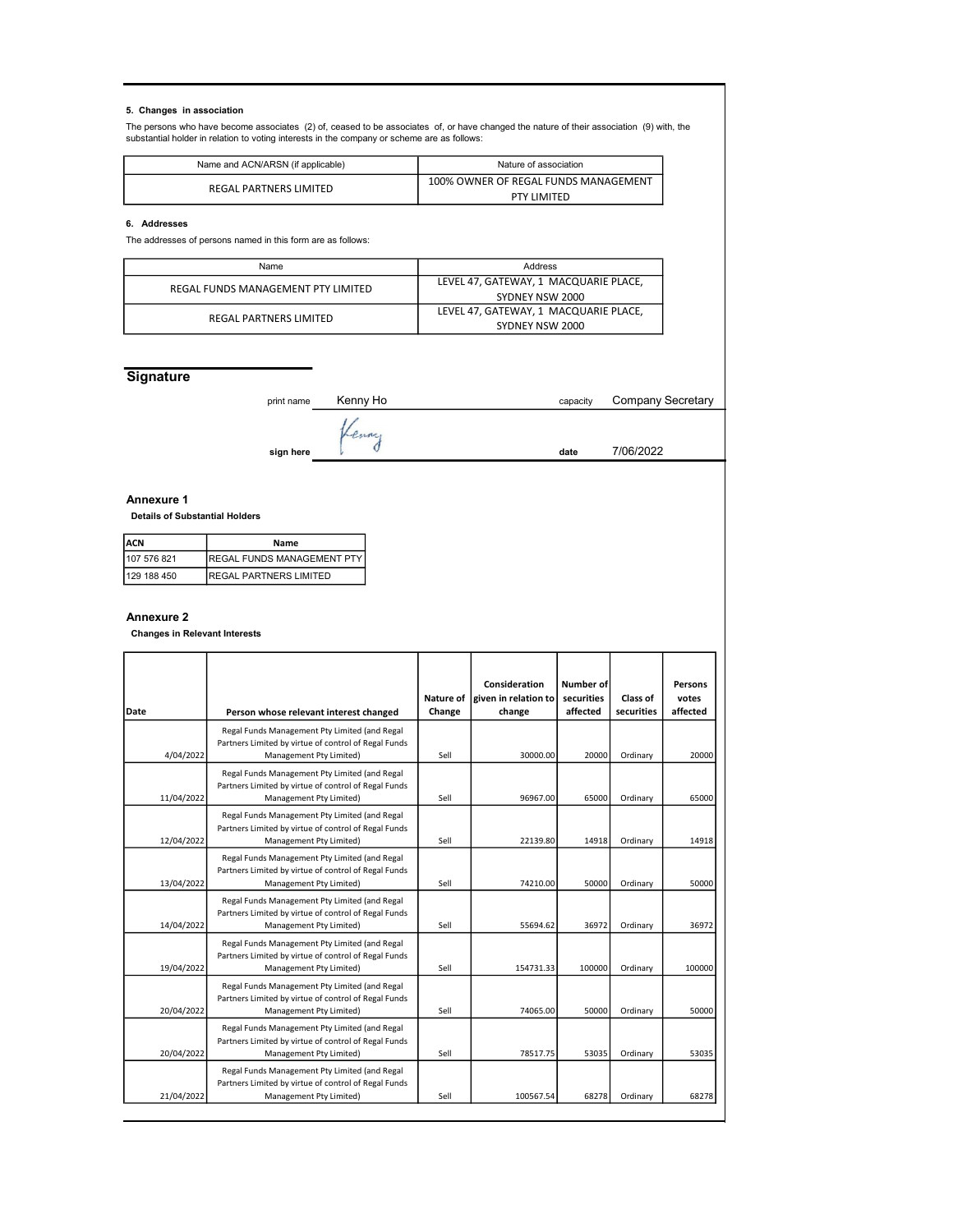### 5. Changes in association

The persons who have become associates (2) of, ceased to be associates of, or have changed the nature of their association (9) with, the substantial holder in relation to voting interests in the company or scheme are as follows:

| Name and ACN/ARSN (if applicable) | Nature of association |
| --- | --- |
| REGAL PARTNERS LIMITED | 100% OWNER OF REGAL FUNDS MANAGEMENT PTY LIMITED |

### 6. Addresses

The addresses of persons named in this form are as follows:

| Name | Address |
| --- | --- |
| REGAL FUNDS MANAGEMENT PTY LIMITED | LEVEL 47, GATEWAY, 1 MACQUARIE PLACE, SYDNEY NSW 2000 |
| REGAL PARTNERS LIMITED | LEVEL 47, GATEWAY, 1 MACQUARIE PLACE, SYDNEY NSW 2000 |

## Signature

print name Kenny Ho capacity Company Secretary

sign here date 7/06/2022

## Annexure 1

**Details of Substantial Holders**

| ACN | Name |
| --- | --- |
| 107 576 821 | REGAL FUNDS MANAGEMENT PTY |
| 129 188 450 | REGAL PARTNERS LIMITED |

## Annexure 2

**Changes in Relevant Interests**

| Date | Person whose relevant interest changed | Nature of Change | Consideration given in relation to change | Number of securities affected | Class of securities | Persons votes affected |
| --- | --- | --- | --- | --- | --- | --- |
| 4/04/2022 | Regal Funds Management Pty Limited (and Regal Partners Limited by virtue of control of Regal Funds Management Pty Limited) | Sell | 30000.00 | 20000 | Ordinary | 20000 |
| 11/04/2022 | Regal Funds Management Pty Limited (and Regal Partners Limited by virtue of control of Regal Funds Management Pty Limited) | Sell | 96967.00 | 65000 | Ordinary | 65000 |
| 12/04/2022 | Regal Funds Management Pty Limited (and Regal Partners Limited by virtue of control of Regal Funds Management Pty Limited) | Sell | 22139.80 | 14918 | Ordinary | 14918 |
| 13/04/2022 | Regal Funds Management Pty Limited (and Regal Partners Limited by virtue of control of Regal Funds Management Pty Limited) | Sell | 74210.00 | 50000 | Ordinary | 50000 |
| 14/04/2022 | Regal Funds Management Pty Limited (and Regal Partners Limited by virtue of control of Regal Funds Management Pty Limited) | Sell | 55694.62 | 36972 | Ordinary | 36972 |
| 19/04/2022 | Regal Funds Management Pty Limited (and Regal Partners Limited by virtue of control of Regal Funds Management Pty Limited) | Sell | 154731.33 | 100000 | Ordinary | 100000 |
| 20/04/2022 | Regal Funds Management Pty Limited (and Regal Partners Limited by virtue of control of Regal Funds Management Pty Limited) | Sell | 74065.00 | 50000 | Ordinary | 50000 |
| 20/04/2022 | Regal Funds Management Pty Limited (and Regal Partners Limited by virtue of control of Regal Funds Management Pty Limited) | Sell | 78517.75 | 53035 | Ordinary | 53035 |
| 21/04/2022 | Regal Funds Management Pty Limited (and Regal Partners Limited by virtue of control of Regal Funds Management Pty Limited) | Sell | 100567.54 | 68278 | Ordinary | 68278 |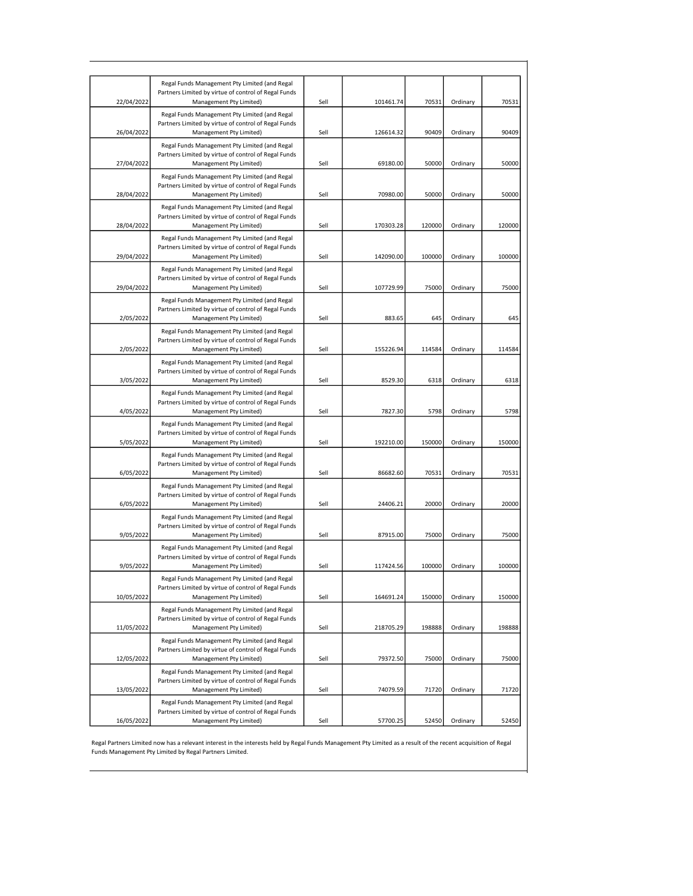| | | | | | | |
|---|---|---|---|---|---|---|
| 22/04/2022 | Regal Funds Management Pty Limited (and Regal Partners Limited by virtue of control of Regal Funds Management Pty Limited) | Sell | 101461.74 | 70531 | Ordinary | 70531 |
| 26/04/2022 | Regal Funds Management Pty Limited (and Regal Partners Limited by virtue of control of Regal Funds Management Pty Limited) | Sell | 126614.32 | 90409 | Ordinary | 90409 |
| 27/04/2022 | Regal Funds Management Pty Limited (and Regal Partners Limited by virtue of control of Regal Funds Management Pty Limited) | Sell | 69180.00 | 50000 | Ordinary | 50000 |
| 28/04/2022 | Regal Funds Management Pty Limited (and Regal Partners Limited by virtue of control of Regal Funds Management Pty Limited) | Sell | 70980.00 | 50000 | Ordinary | 50000 |
| 28/04/2022 | Regal Funds Management Pty Limited (and Regal Partners Limited by virtue of control of Regal Funds Management Pty Limited) | Sell | 170303.28 | 120000 | Ordinary | 120000 |
| 29/04/2022 | Regal Funds Management Pty Limited (and Regal Partners Limited by virtue of control of Regal Funds Management Pty Limited) | Sell | 142090.00 | 100000 | Ordinary | 100000 |
| 29/04/2022 | Regal Funds Management Pty Limited (and Regal Partners Limited by virtue of control of Regal Funds Management Pty Limited) | Sell | 107729.99 | 75000 | Ordinary | 75000 |
| 2/05/2022 | Regal Funds Management Pty Limited (and Regal Partners Limited by virtue of control of Regal Funds Management Pty Limited) | Sell | 883.65 | 645 | Ordinary | 645 |
| 2/05/2022 | Regal Funds Management Pty Limited (and Regal Partners Limited by virtue of control of Regal Funds Management Pty Limited) | Sell | 155226.94 | 114584 | Ordinary | 114584 |
| 3/05/2022 | Regal Funds Management Pty Limited (and Regal Partners Limited by virtue of control of Regal Funds Management Pty Limited) | Sell | 8529.30 | 6318 | Ordinary | 6318 |
| 4/05/2022 | Regal Funds Management Pty Limited (and Regal Partners Limited by virtue of control of Regal Funds Management Pty Limited) | Sell | 7827.30 | 5798 | Ordinary | 5798 |
| 5/05/2022 | Regal Funds Management Pty Limited (and Regal Partners Limited by virtue of control of Regal Funds Management Pty Limited) | Sell | 192210.00 | 150000 | Ordinary | 150000 |
| 6/05/2022 | Regal Funds Management Pty Limited (and Regal Partners Limited by virtue of control of Regal Funds Management Pty Limited) | Sell | 86682.60 | 70531 | Ordinary | 70531 |
| 6/05/2022 | Regal Funds Management Pty Limited (and Regal Partners Limited by virtue of control of Regal Funds Management Pty Limited) | Sell | 24406.21 | 20000 | Ordinary | 20000 |
| 9/05/2022 | Regal Funds Management Pty Limited (and Regal Partners Limited by virtue of control of Regal Funds Management Pty Limited) | Sell | 87915.00 | 75000 | Ordinary | 75000 |
| 9/05/2022 | Regal Funds Management Pty Limited (and Regal Partners Limited by virtue of control of Regal Funds Management Pty Limited) | Sell | 117424.56 | 100000 | Ordinary | 100000 |
| 10/05/2022 | Regal Funds Management Pty Limited (and Regal Partners Limited by virtue of control of Regal Funds Management Pty Limited) | Sell | 164691.24 | 150000 | Ordinary | 150000 |
| 11/05/2022 | Regal Funds Management Pty Limited (and Regal Partners Limited by virtue of control of Regal Funds Management Pty Limited) | Sell | 218705.29 | 198888 | Ordinary | 198888 |
| 12/05/2022 | Regal Funds Management Pty Limited (and Regal Partners Limited by virtue of control of Regal Funds Management Pty Limited) | Sell | 79372.50 | 75000 | Ordinary | 75000 |
| 13/05/2022 | Regal Funds Management Pty Limited (and Regal Partners Limited by virtue of control of Regal Funds Management Pty Limited) | Sell | 74079.59 | 71720 | Ordinary | 71720 |
| 16/05/2022 | Regal Funds Management Pty Limited (and Regal Partners Limited by virtue of control of Regal Funds Management Pty Limited) | Sell | 57700.25 | 52450 | Ordinary | 52450 |

Regal Partners Limited now has a relevant interest in the interests held by Regal Funds Management Pty Limited as a result of the recent acquisition of Regal Funds Management Pty Limited by Regal Partners Limited.